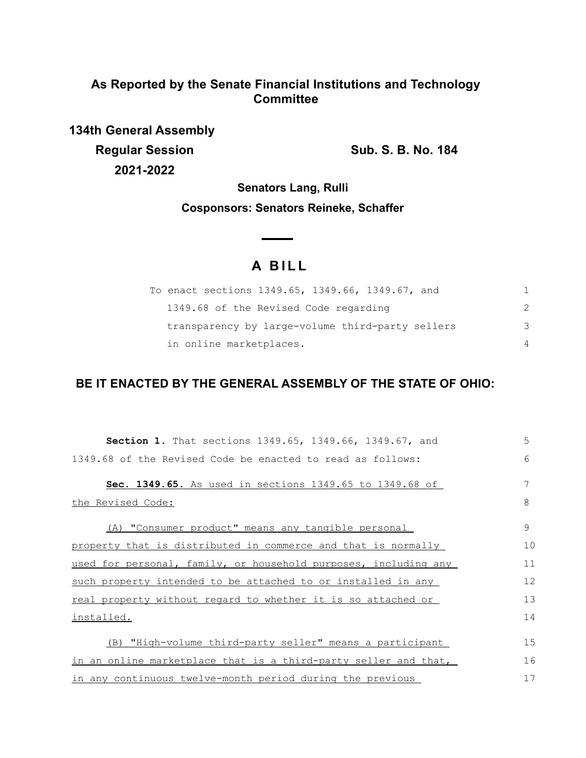**As Reported by the Senate Financial Institutions and Technology Committee**

**134th General Assembly**

**Regular Session** **Sub. S. B. No. 184**

**2021-2022**

**Senators Lang, Rulli**

**Cosponsors: Senators Reineke, Schaffer**

# A BILL

To enact sections 1349.65, 1349.66, 1349.67, and 1349.68 of the Revised Code regarding transparency by large-volume third-party sellers in online marketplaces.

**BE IT ENACTED BY THE GENERAL ASSEMBLY OF THE STATE OF OHIO:**

**Section 1.** That sections 1349.65, 1349.66, 1349.67, and 1349.68 of the Revised Code be enacted to read as follows:

**Sec. 1349.65.** As used in sections 1349.65 to 1349.68 of the Revised Code:

(A) "Consumer product" means any tangible personal property that is distributed in commerce and that is normally used for personal, family, or household purposes, including any such property intended to be attached to or installed in any real property without regard to whether it is so attached or installed.

(B) "High-volume third-party seller" means a participant in an online marketplace that is a third-party seller and that, in any continuous twelve-month period during the previous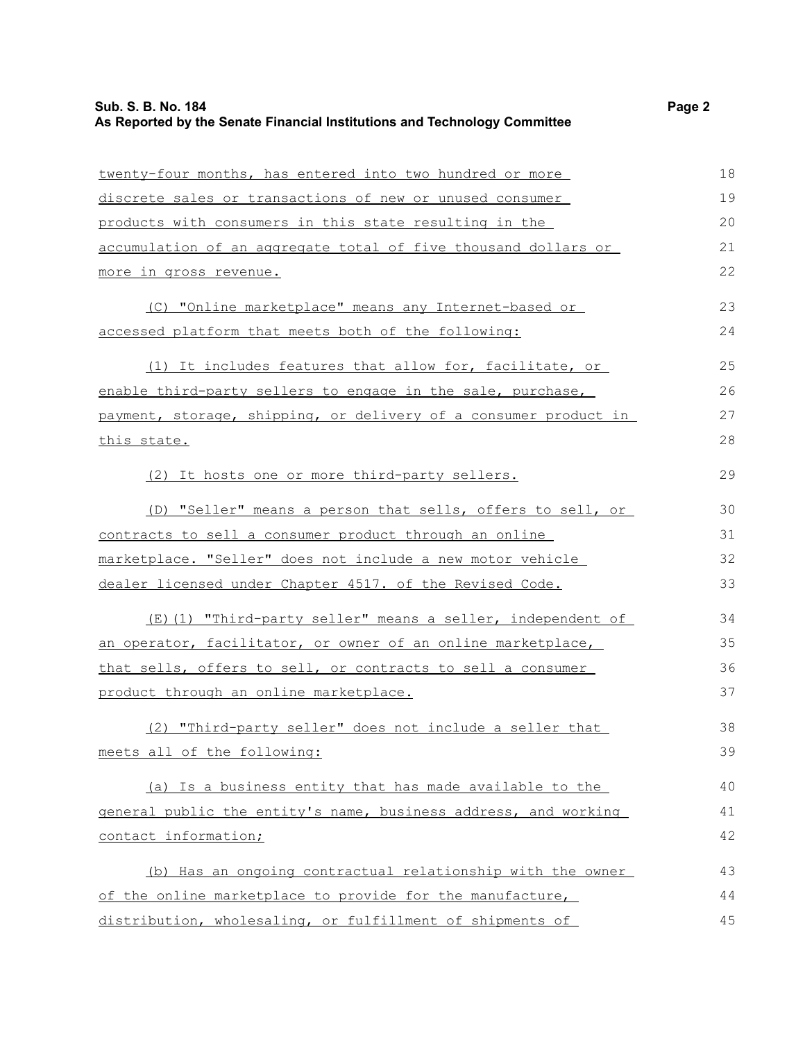twenty-four months, has entered into two hundred or more discrete sales or transactions of new or unused consumer products with consumers in this state resulting in the accumulation of an aggregate total of five thousand dollars or more in gross revenue.

(C) "Online marketplace" means any Internet-based or accessed platform that meets both of the following:

(1) It includes features that allow for, facilitate, or enable third-party sellers to engage in the sale, purchase, payment, storage, shipping, or delivery of a consumer product in this state.

(2) It hosts one or more third-party sellers.

(D) "Seller" means a person that sells, offers to sell, or contracts to sell a consumer product through an online marketplace. "Seller" does not include a new motor vehicle dealer licensed under Chapter 4517. of the Revised Code.

(E)(1) "Third-party seller" means a seller, independent of an operator, facilitator, or owner of an online marketplace, that sells, offers to sell, or contracts to sell a consumer product through an online marketplace.

(2) "Third-party seller" does not include a seller that meets all of the following:

(a) Is a business entity that has made available to the general public the entity's name, business address, and working contact information;

(b) Has an ongoing contractual relationship with the owner of the online marketplace to provide for the manufacture, distribution, wholesaling, or fulfillment of shipments of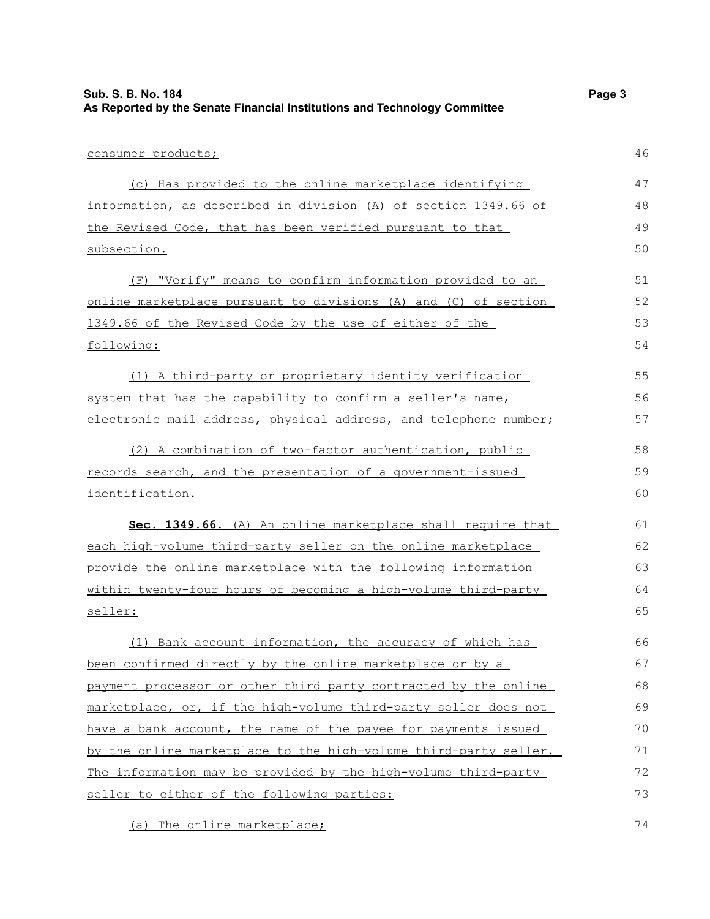consumer products;

(c) Has provided to the online marketplace identifying information, as described in division (A) of section 1349.66 of the Revised Code, that has been verified pursuant to that subsection.

(F) "Verify" means to confirm information provided to an online marketplace pursuant to divisions (A) and (C) of section 1349.66 of the Revised Code by the use of either of the following:

(1) A third-party or proprietary identity verification system that has the capability to confirm a seller's name, electronic mail address, physical address, and telephone number;

(2) A combination of two-factor authentication, public records search, and the presentation of a government-issued identification.

**Sec. 1349.66.** (A) An online marketplace shall require that each high-volume third-party seller on the online marketplace provide the online marketplace with the following information within twenty-four hours of becoming a high-volume third-party seller:

(1) Bank account information, the accuracy of which has been confirmed directly by the online marketplace or by a payment processor or other third party contracted by the online marketplace, or, if the high-volume third-party seller does not have a bank account, the name of the payee for payments issued by the online marketplace to the high-volume third-party seller. The information may be provided by the high-volume third-party seller to either of the following parties:

(a) The online marketplace;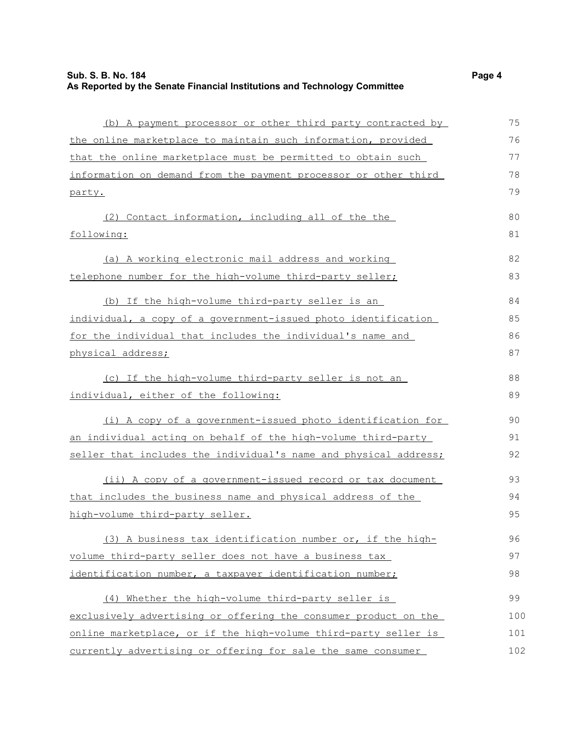(b) A payment processor or other third party contracted by the online marketplace to maintain such information, provided that the online marketplace must be permitted to obtain such information on demand from the payment processor or other third party.

(2) Contact information, including all of the the following:

(a) A working electronic mail address and working telephone number for the high-volume third-party seller;

(b) If the high-volume third-party seller is an individual, a copy of a government-issued photo identification for the individual that includes the individual's name and physical address;

(c) If the high-volume third-party seller is not an individual, either of the following:

(i) A copy of a government-issued photo identification for an individual acting on behalf of the high-volume third-party seller that includes the individual's name and physical address;

(ii) A copy of a government-issued record or tax document that includes the business name and physical address of the high-volume third-party seller.

(3) A business tax identification number or, if the high-volume third-party seller does not have a business tax identification number, a taxpayer identification number;

(4) Whether the high-volume third-party seller is exclusively advertising or offering the consumer product on the online marketplace, or if the high-volume third-party seller is currently advertising or offering for sale the same consumer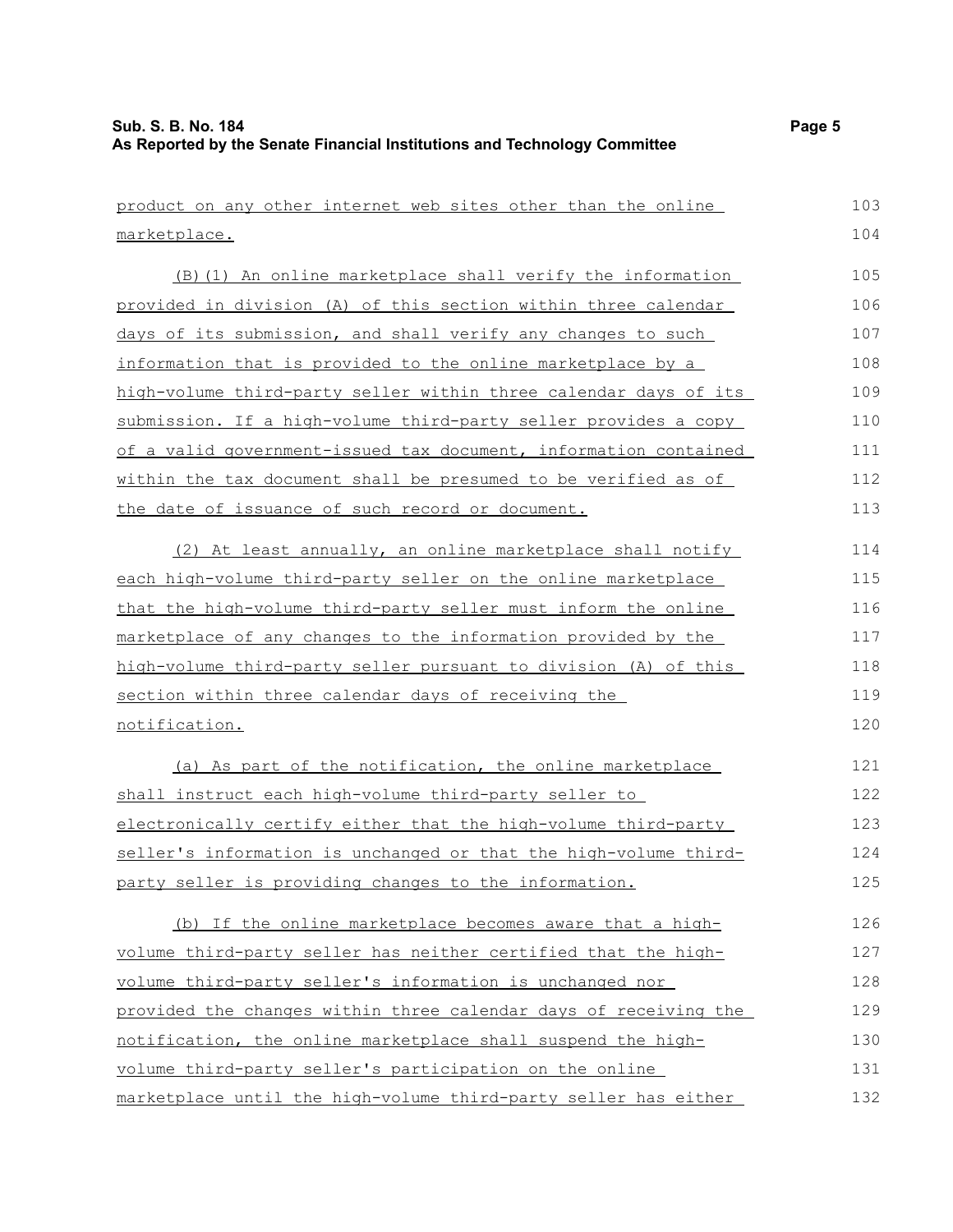product on any other internet web sites other than the online marketplace.

(B)(1) An online marketplace shall verify the information provided in division (A) of this section within three calendar days of its submission, and shall verify any changes to such information that is provided to the online marketplace by a high-volume third-party seller within three calendar days of its submission. If a high-volume third-party seller provides a copy of a valid government-issued tax document, information contained within the tax document shall be presumed to be verified as of the date of issuance of such record or document.

(2) At least annually, an online marketplace shall notify each high-volume third-party seller on the online marketplace that the high-volume third-party seller must inform the online marketplace of any changes to the information provided by the high-volume third-party seller pursuant to division (A) of this section within three calendar days of receiving the notification.

(a) As part of the notification, the online marketplace shall instruct each high-volume third-party seller to electronically certify either that the high-volume third-party seller's information is unchanged or that the high-volume third-party seller is providing changes to the information.

(b) If the online marketplace becomes aware that a high-volume third-party seller has neither certified that the high-volume third-party seller's information is unchanged nor provided the changes within three calendar days of receiving the notification, the online marketplace shall suspend the high-volume third-party seller's participation on the online marketplace until the high-volume third-party seller has either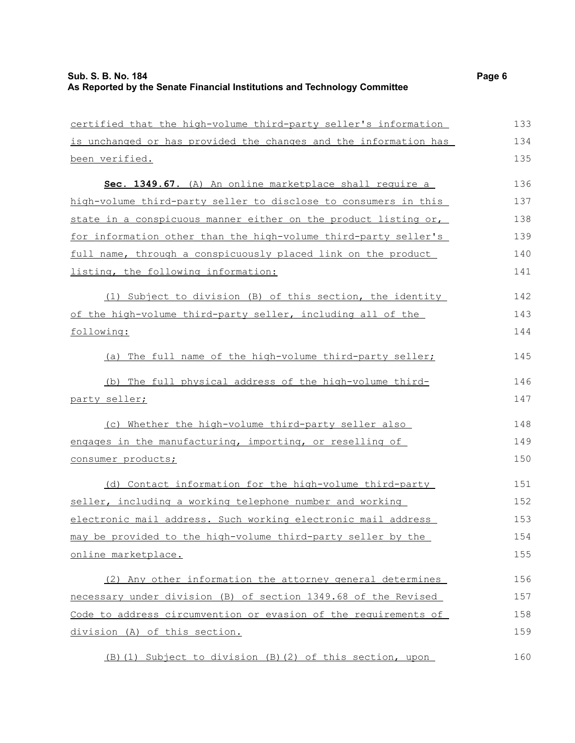certified that the high-volume third-party seller's information is unchanged or has provided the changes and the information has been verified.

**Sec. 1349.67.** (A) An online marketplace shall require a high-volume third-party seller to disclose to consumers in this state in a conspicuous manner either on the product listing or, for information other than the high-volume third-party seller's full name, through a conspicuously placed link on the product listing, the following information:

(1) Subject to division (B) of this section, the identity of the high-volume third-party seller, including all of the following:

(a) The full name of the high-volume third-party seller;

(b) The full physical address of the high-volume third-party seller;

(c) Whether the high-volume third-party seller also engages in the manufacturing, importing, or reselling of consumer products;

(d) Contact information for the high-volume third-party seller, including a working telephone number and working electronic mail address. Such working electronic mail address may be provided to the high-volume third-party seller by the online marketplace.

(2) Any other information the attorney general determines necessary under division (B) of section 1349.68 of the Revised Code to address circumvention or evasion of the requirements of division (A) of this section.

(B)(1) Subject to division (B)(2) of this section, upon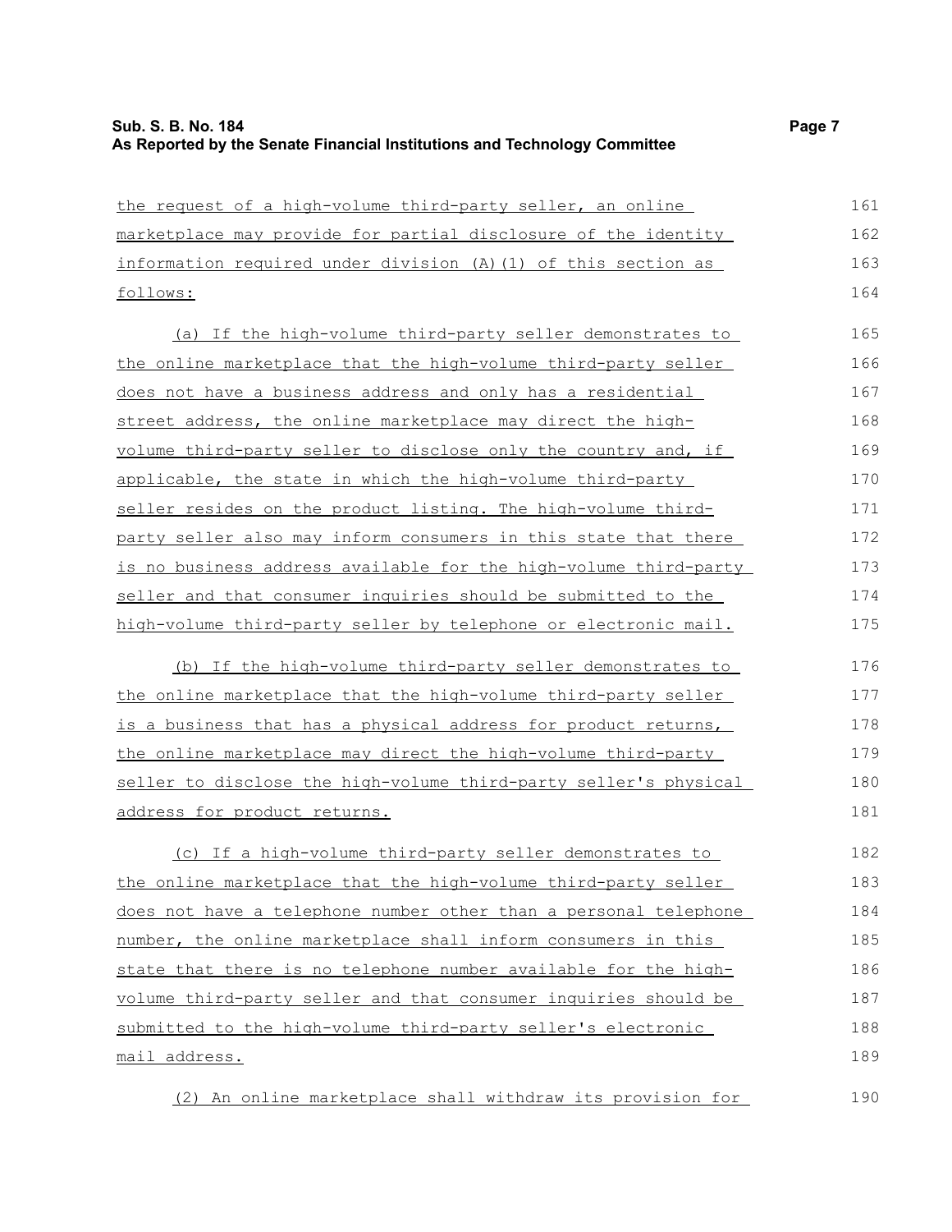the request of a high-volume third-party seller, an online marketplace may provide for partial disclosure of the identity information required under division (A)(1) of this section as follows:

(a) If the high-volume third-party seller demonstrates to the online marketplace that the high-volume third-party seller does not have a business address and only has a residential street address, the online marketplace may direct the high-volume third-party seller to disclose only the country and, if applicable, the state in which the high-volume third-party seller resides on the product listing. The high-volume third-party seller also may inform consumers in this state that there is no business address available for the high-volume third-party seller and that consumer inquiries should be submitted to the high-volume third-party seller by telephone or electronic mail.

(b) If the high-volume third-party seller demonstrates to the online marketplace that the high-volume third-party seller is a business that has a physical address for product returns, the online marketplace may direct the high-volume third-party seller to disclose the high-volume third-party seller's physical address for product returns.

(c) If a high-volume third-party seller demonstrates to the online marketplace that the high-volume third-party seller does not have a telephone number other than a personal telephone number, the online marketplace shall inform consumers in this state that there is no telephone number available for the high-volume third-party seller and that consumer inquiries should be submitted to the high-volume third-party seller's electronic mail address.

(2) An online marketplace shall withdraw its provision for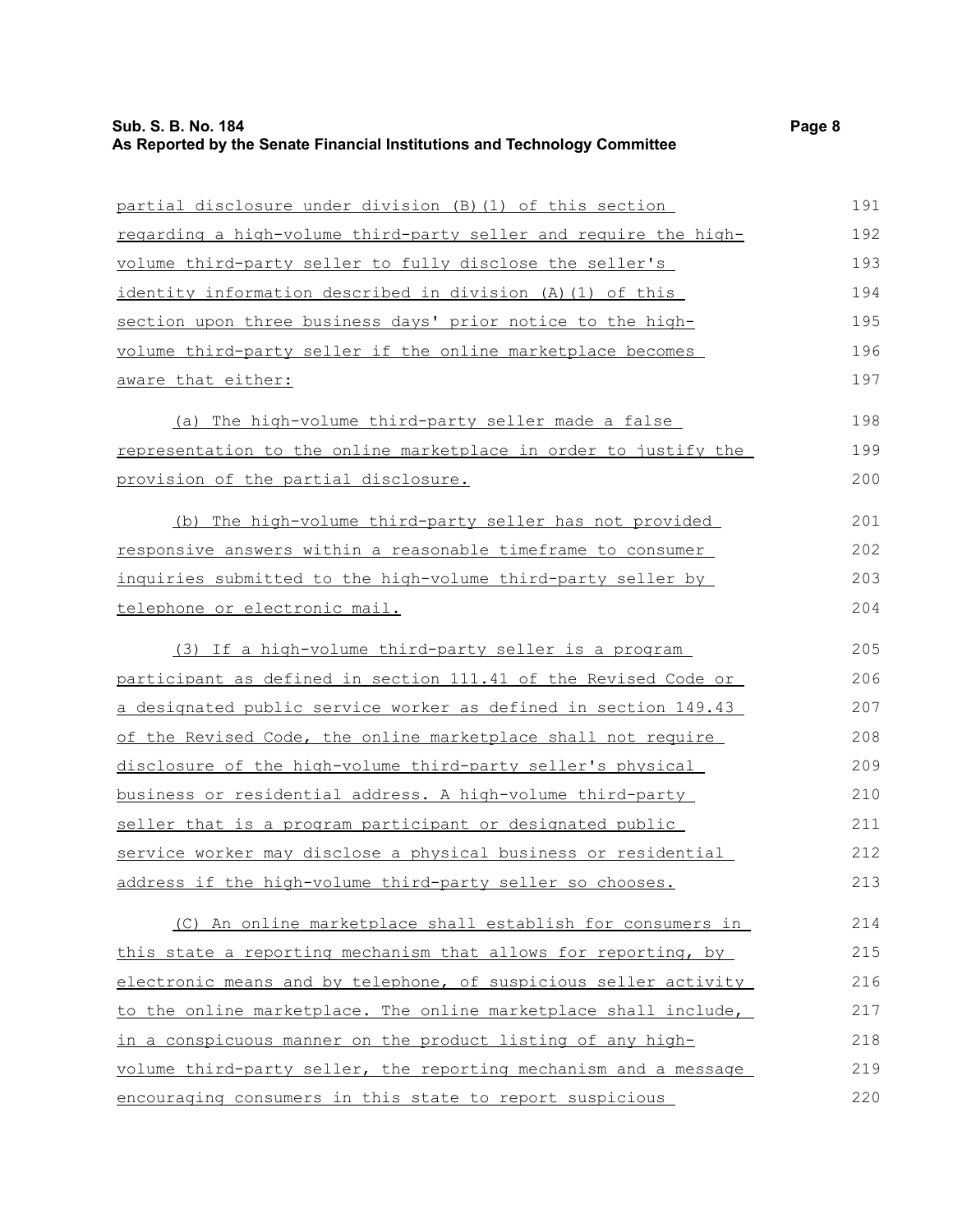partial disclosure under division (B)(1) of this section regarding a high-volume third-party seller and require the high-volume third-party seller to fully disclose the seller's identity information described in division (A)(1) of this section upon three business days' prior notice to the high-volume third-party seller if the online marketplace becomes aware that either:

(a) The high-volume third-party seller made a false representation to the online marketplace in order to justify the provision of the partial disclosure.

(b) The high-volume third-party seller has not provided responsive answers within a reasonable timeframe to consumer inquiries submitted to the high-volume third-party seller by telephone or electronic mail.

(3) If a high-volume third-party seller is a program participant as defined in section 111.41 of the Revised Code or a designated public service worker as defined in section 149.43 of the Revised Code, the online marketplace shall not require disclosure of the high-volume third-party seller's physical business or residential address. A high-volume third-party seller that is a program participant or designated public service worker may disclose a physical business or residential address if the high-volume third-party seller so chooses.

(C) An online marketplace shall establish for consumers in this state a reporting mechanism that allows for reporting, by electronic means and by telephone, of suspicious seller activity to the online marketplace. The online marketplace shall include, in a conspicuous manner on the product listing of any high-volume third-party seller, the reporting mechanism and a message encouraging consumers in this state to report suspicious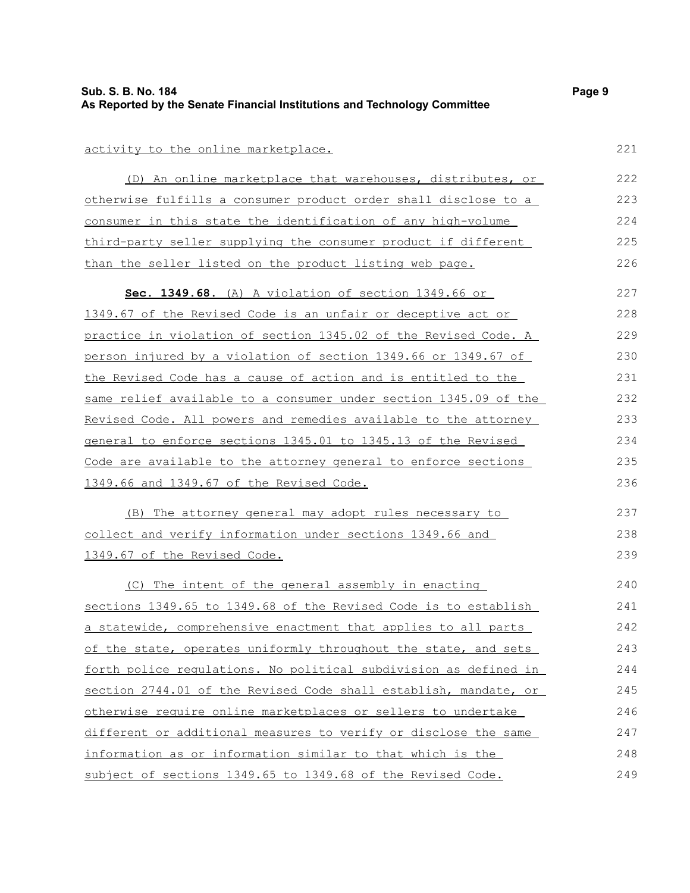activity to the online marketplace.

(D) An online marketplace that warehouses, distributes, or otherwise fulfills a consumer product order shall disclose to a consumer in this state the identification of any high-volume third-party seller supplying the consumer product if different than the seller listed on the product listing web page.

**Sec. 1349.68.** (A) A violation of section 1349.66 or 1349.67 of the Revised Code is an unfair or deceptive act or practice in violation of section 1345.02 of the Revised Code. A person injured by a violation of section 1349.66 or 1349.67 of the Revised Code has a cause of action and is entitled to the same relief available to a consumer under section 1345.09 of the Revised Code. All powers and remedies available to the attorney general to enforce sections 1345.01 to 1345.13 of the Revised Code are available to the attorney general to enforce sections 1349.66 and 1349.67 of the Revised Code.

(B) The attorney general may adopt rules necessary to collect and verify information under sections 1349.66 and 1349.67 of the Revised Code.

(C) The intent of the general assembly in enacting sections 1349.65 to 1349.68 of the Revised Code is to establish a statewide, comprehensive enactment that applies to all parts of the state, operates uniformly throughout the state, and sets forth police regulations. No political subdivision as defined in section 2744.01 of the Revised Code shall establish, mandate, or otherwise require online marketplaces or sellers to undertake different or additional measures to verify or disclose the same information as or information similar to that which is the subject of sections 1349.65 to 1349.68 of the Revised Code.